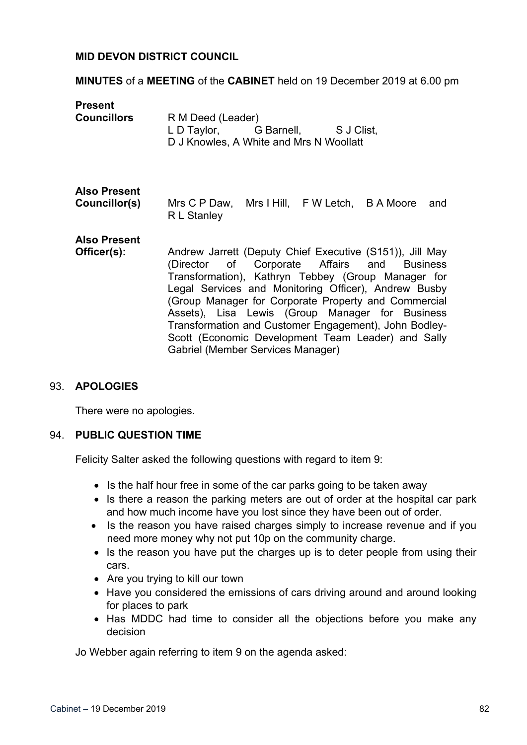**MID DEVON DISTRICT COUNCIL**

**MINUTES** of a **MEETING** of the **CABINET** held on 19 December 2019 at 6.00 pm

**Present**

**Councillors** R M Deed (Leader)
L D Taylor, G Barnell, S J Clist,
D J Knowles, A White and Mrs N Woollatt

**Also Present**

**Councillor(s)** Mrs C P Daw, Mrs I Hill, F W Letch, B A Moore and R L Stanley

**Also Present**

**Officer(s):** Andrew Jarrett (Deputy Chief Executive (S151)), Jill May (Director of Corporate Affairs and Business Transformation), Kathryn Tebbey (Group Manager for Legal Services and Monitoring Officer), Andrew Busby (Group Manager for Corporate Property and Commercial Assets), Lisa Lewis (Group Manager for Business Transformation and Customer Engagement), John Bodley-Scott (Economic Development Team Leader) and Sally Gabriel (Member Services Manager)

93. **APOLOGIES**

There were no apologies.

94. **PUBLIC QUESTION TIME**

Felicity Salter asked the following questions with regard to item 9:

- Is the half hour free in some of the car parks going to be taken away
- Is there a reason the parking meters are out of order at the hospital car park and how much income have you lost since they have been out of order.
- Is the reason you have raised charges simply to increase revenue and if you need more money why not put 10p on the community charge.
- Is the reason you have put the charges up is to deter people from using their cars.
- Are you trying to kill our town
- Have you considered the emissions of cars driving around and around looking for places to park
- Has MDDC had time to consider all the objections before you make any decision

Jo Webber again referring to item 9 on the agenda asked: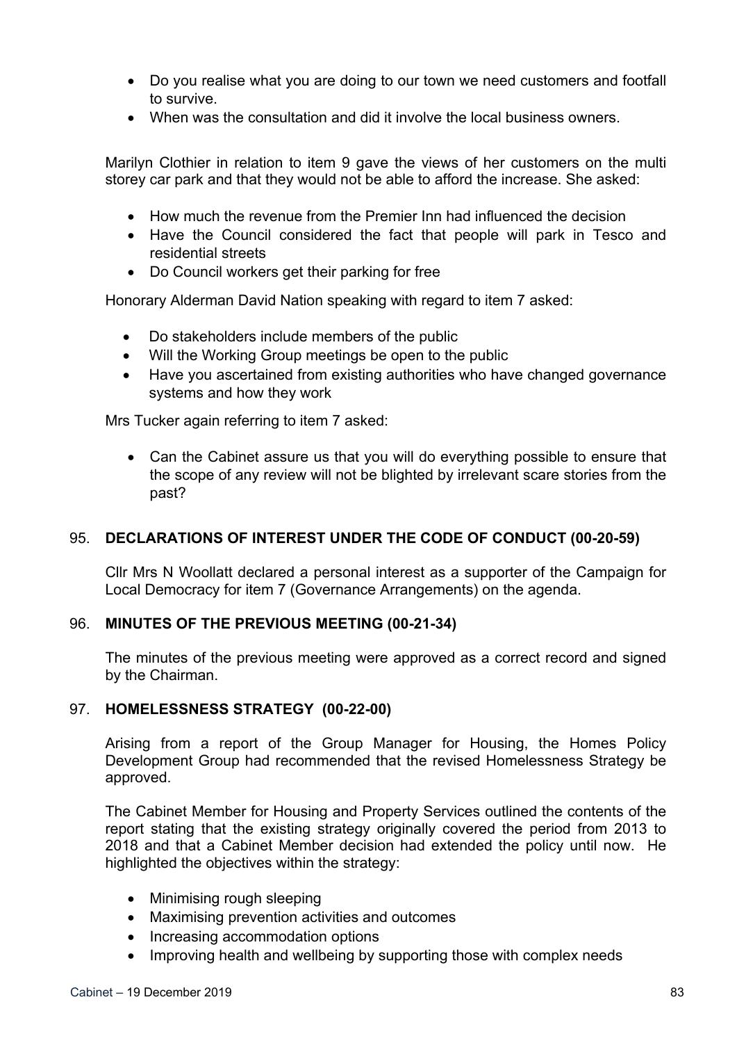- Do you realise what you are doing to our town we need customers and footfall to survive.
- When was the consultation and did it involve the local business owners.

Marilyn Clothier in relation to item 9 gave the views of her customers on the multi storey car park and that they would not be able to afford the increase. She asked:

- How much the revenue from the Premier Inn had influenced the decision
- Have the Council considered the fact that people will park in Tesco and residential streets
- Do Council workers get their parking for free

Honorary Alderman David Nation speaking with regard to item 7 asked:

- Do stakeholders include members of the public
- Will the Working Group meetings be open to the public
- Have you ascertained from existing authorities who have changed governance systems and how they work

Mrs Tucker again referring to item 7 asked:

- Can the Cabinet assure us that you will do everything possible to ensure that the scope of any review will not be blighted by irrelevant scare stories from the past?

## 95. DECLARATIONS OF INTEREST UNDER THE CODE OF CONDUCT (00-20-59)

Cllr Mrs N Woollatt declared a personal interest as a supporter of the Campaign for Local Democracy for item 7 (Governance Arrangements) on the agenda.

## 96. MINUTES OF THE PREVIOUS MEETING (00-21-34)

The minutes of the previous meeting were approved as a correct record and signed by the Chairman.

## 97. HOMELESSNESS STRATEGY (00-22-00)

Arising from a report of the Group Manager for Housing, the Homes Policy Development Group had recommended that the revised Homelessness Strategy be approved.

The Cabinet Member for Housing and Property Services outlined the contents of the report stating that the existing strategy originally covered the period from 2013 to 2018 and that a Cabinet Member decision had extended the policy until now. He highlighted the objectives within the strategy:

- Minimising rough sleeping
- Maximising prevention activities and outcomes
- Increasing accommodation options
- Improving health and wellbeing by supporting those with complex needs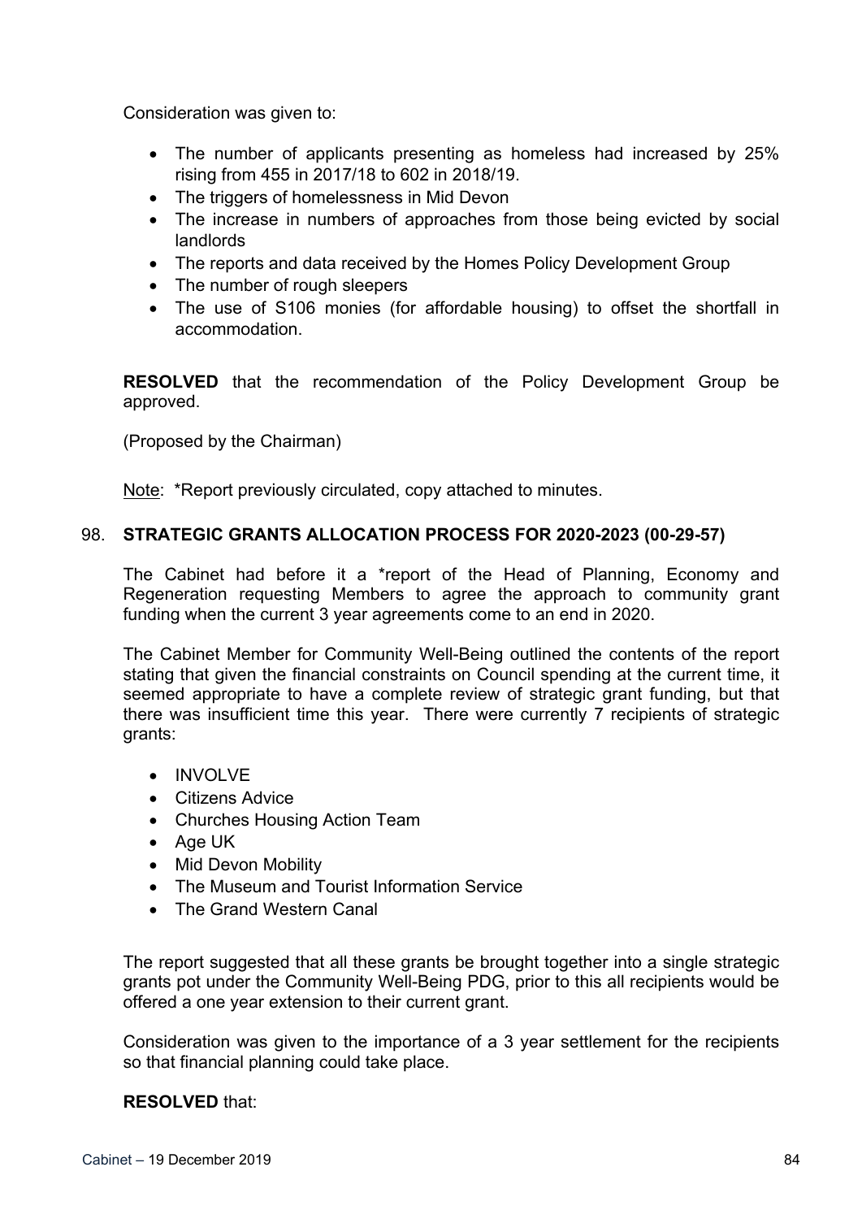Consideration was given to:

- The number of applicants presenting as homeless had increased by 25% rising from 455 in 2017/18 to 602 in 2018/19.
- The triggers of homelessness in Mid Devon
- The increase in numbers of approaches from those being evicted by social landlords
- The reports and data received by the Homes Policy Development Group
- The number of rough sleepers
- The use of S106 monies (for affordable housing) to offset the shortfall in accommodation.

**RESOLVED** that the recommendation of the Policy Development Group be approved.

(Proposed by the Chairman)

Note: *Report previously circulated, copy attached to minutes.

### 98. STRATEGIC GRANTS ALLOCATION PROCESS FOR 2020-2023 (00-29-57)

The Cabinet had before it a *report of the Head of Planning, Economy and Regeneration requesting Members to agree the approach to community grant funding when the current 3 year agreements come to an end in 2020.

The Cabinet Member for Community Well-Being outlined the contents of the report stating that given the financial constraints on Council spending at the current time, it seemed appropriate to have a complete review of strategic grant funding, but that there was insufficient time this year. There were currently 7 recipients of strategic grants:

- INVOLVE
- Citizens Advice
- Churches Housing Action Team
- Age UK
- Mid Devon Mobility
- The Museum and Tourist Information Service
- The Grand Western Canal

The report suggested that all these grants be brought together into a single strategic grants pot under the Community Well-Being PDG, prior to this all recipients would be offered a one year extension to their current grant.

Consideration was given to the importance of a 3 year settlement for the recipients so that financial planning could take place.

**RESOLVED** that: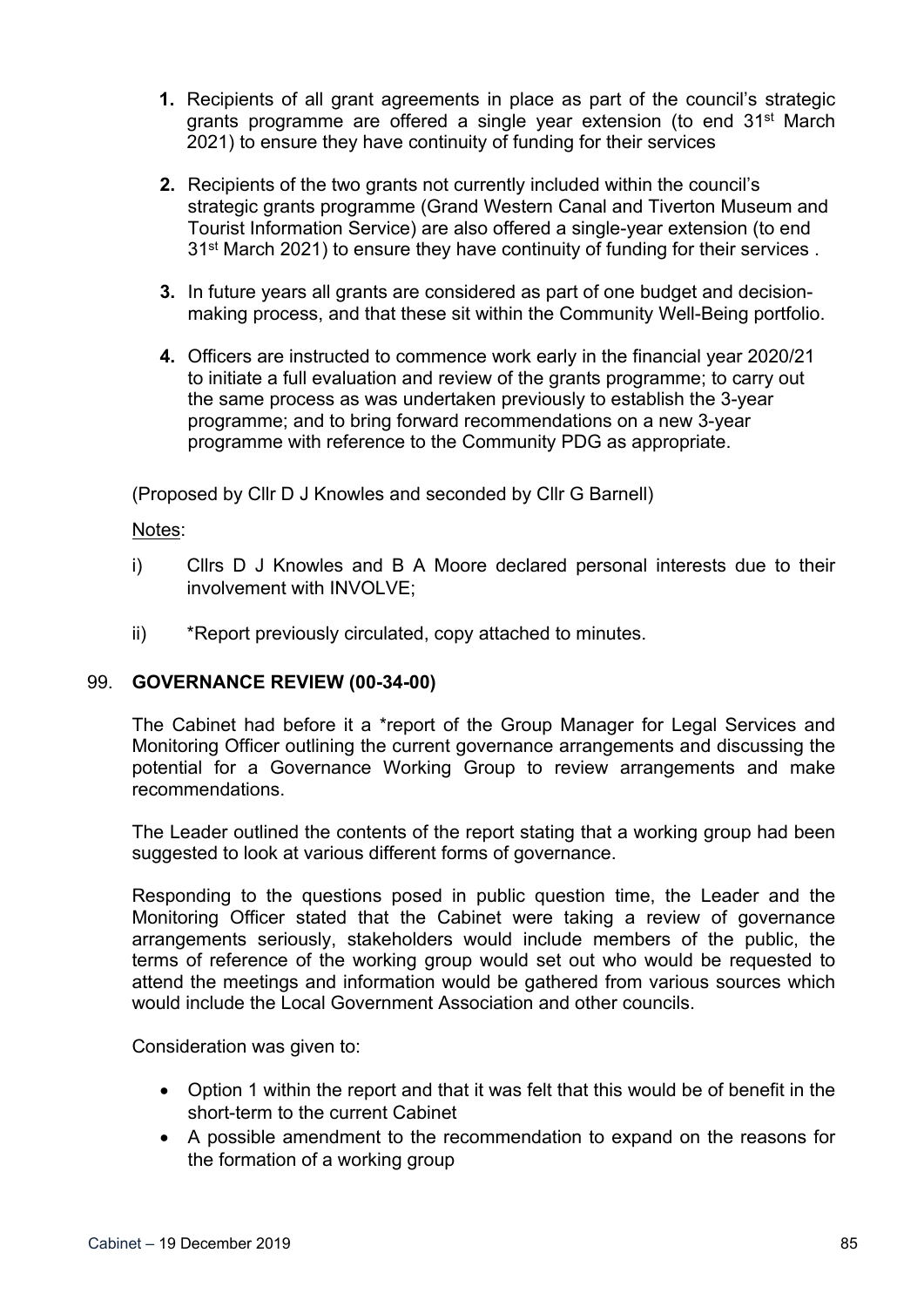1. **1.** Recipients of all grant agreements in place as part of the council's strategic grants programme are offered a single year extension (to end 31st March 2021) to ensure they have continuity of funding for their services

2. **2.** Recipients of the two grants not currently included within the council's strategic grants programme (Grand Western Canal and Tiverton Museum and Tourist Information Service) are also offered a single-year extension (to end 31st March 2021) to ensure they have continuity of funding for their services .

3. **3.** In future years all grants are considered as part of one budget and decision-making process, and that these sit within the Community Well-Being portfolio.

4. **4.** Officers are instructed to commence work early in the financial year 2020/21 to initiate a full evaluation and review of the grants programme; to carry out the same process as was undertaken previously to establish the 3-year programme; and to bring forward recommendations on a new 3-year programme with reference to the Community PDG as appropriate.

(Proposed by Cllr D J Knowles and seconded by Cllr G Barnell)

<u>Notes</u>:

i) Cllrs D J Knowles and B A Moore declared personal interests due to their involvement with INVOLVE;

ii) *Report previously circulated, copy attached to minutes.

## 99. GOVERNANCE REVIEW (00-34-00)

The Cabinet had before it a *report of the Group Manager for Legal Services and Monitoring Officer outlining the current governance arrangements and discussing the potential for a Governance Working Group to review arrangements and make recommendations.

The Leader outlined the contents of the report stating that a working group had been suggested to look at various different forms of governance.

Responding to the questions posed in public question time, the Leader and the Monitoring Officer stated that the Cabinet were taking a review of governance arrangements seriously, stakeholders would include members of the public, the terms of reference of the working group would set out who would be requested to attend the meetings and information would be gathered from various sources which would include the Local Government Association and other councils.

Consideration was given to:

- Option 1 within the report and that it was felt that this would be of benefit in the short-term to the current Cabinet
- A possible amendment to the recommendation to expand on the reasons for the formation of a working group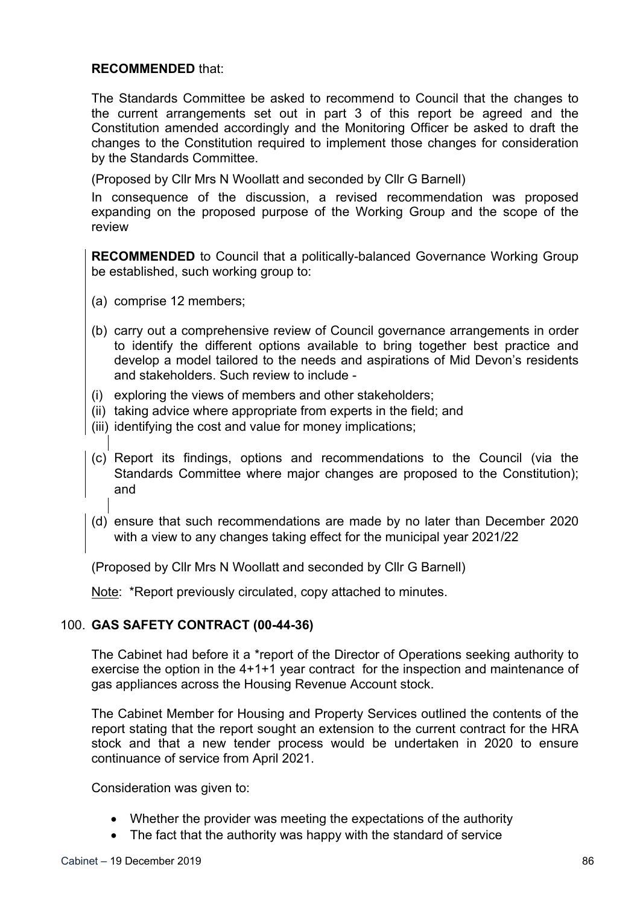**RECOMMENDED** that:

The Standards Committee be asked to recommend to Council that the changes to the current arrangements set out in part 3 of this report be agreed and the Constitution amended accordingly and the Monitoring Officer be asked to draft the changes to the Constitution required to implement those changes for consideration by the Standards Committee.

(Proposed by Cllr Mrs N Woollatt and seconded by Cllr G Barnell)

In consequence of the discussion, a revised recommendation was proposed expanding on the proposed purpose of the Working Group and the scope of the review

**RECOMMENDED** to Council that a politically-balanced Governance Working Group be established, such working group to:

(a) comprise 12 members;

(b) carry out a comprehensive review of Council governance arrangements in order to identify the different options available to bring together best practice and develop a model tailored to the needs and aspirations of Mid Devon's residents and stakeholders. Such review to include -

(i) exploring the views of members and other stakeholders;
(ii) taking advice where appropriate from experts in the field; and
(iii) identifying the cost and value for money implications;

(c) Report its findings, options and recommendations to the Council (via the Standards Committee where major changes are proposed to the Constitution); and

(d) ensure that such recommendations are made by no later than December 2020 with a view to any changes taking effect for the municipal year 2021/22

(Proposed by Cllr Mrs N Woollatt and seconded by Cllr G Barnell)

Note: *Report previously circulated, copy attached to minutes.

## 100. GAS SAFETY CONTRACT (00-44-36)

The Cabinet had before it a *report of the Director of Operations seeking authority to exercise the option in the 4+1+1 year contract for the inspection and maintenance of gas appliances across the Housing Revenue Account stock.

The Cabinet Member for Housing and Property Services outlined the contents of the report stating that the report sought an extension to the current contract for the HRA stock and that a new tender process would be undertaken in 2020 to ensure continuance of service from April 2021.

Consideration was given to:

- Whether the provider was meeting the expectations of the authority
- The fact that the authority was happy with the standard of service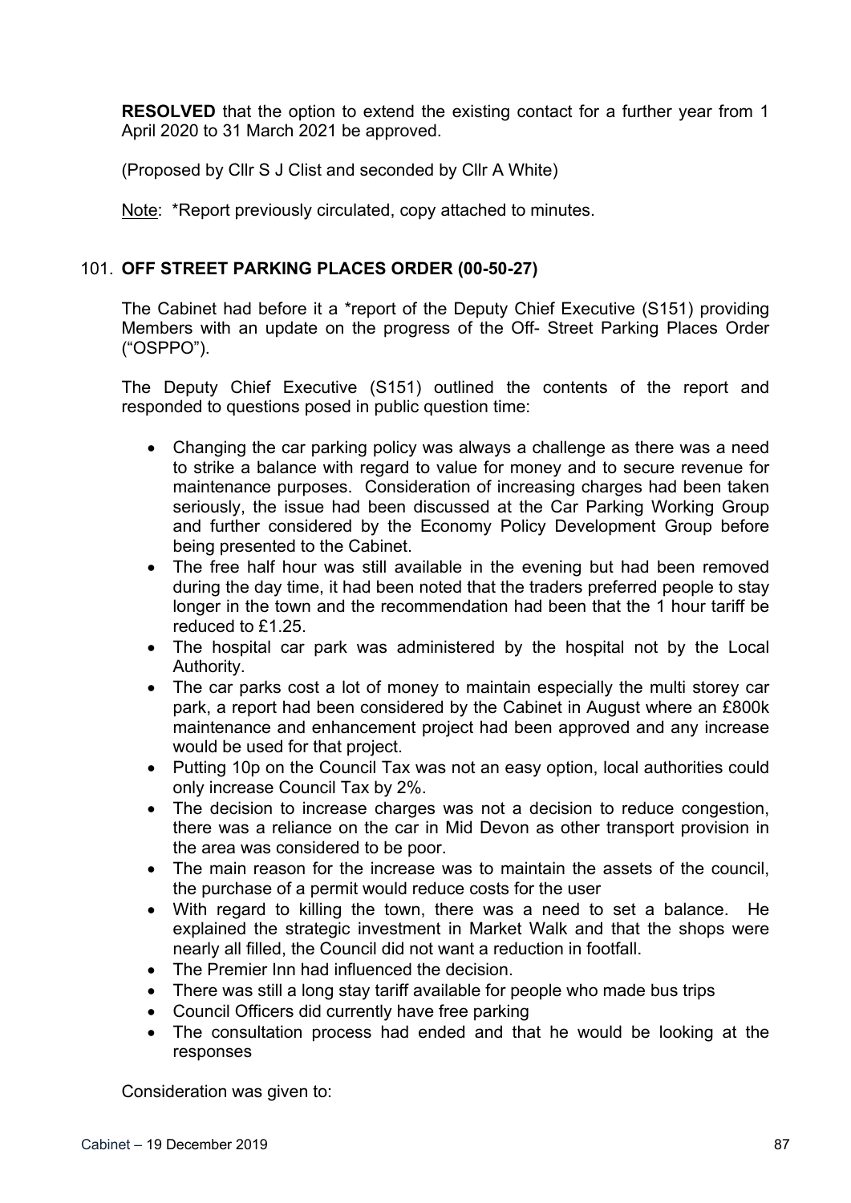**RESOLVED** that the option to extend the existing contact for a further year from 1 April 2020 to 31 March 2021 be approved.

(Proposed by Cllr S J Clist and seconded by Cllr A White)

Note: *Report previously circulated, copy attached to minutes.

## 101. OFF STREET PARKING PLACES ORDER (00-50-27)

The Cabinet had before it a *report of the Deputy Chief Executive (S151) providing Members with an update on the progress of the Off- Street Parking Places Order ("OSPPO").

The Deputy Chief Executive (S151) outlined the contents of the report and responded to questions posed in public question time:

- Changing the car parking policy was always a challenge as there was a need to strike a balance with regard to value for money and to secure revenue for maintenance purposes. Consideration of increasing charges had been taken seriously, the issue had been discussed at the Car Parking Working Group and further considered by the Economy Policy Development Group before being presented to the Cabinet.
- The free half hour was still available in the evening but had been removed during the day time, it had been noted that the traders preferred people to stay longer in the town and the recommendation had been that the 1 hour tariff be reduced to £1.25.
- The hospital car park was administered by the hospital not by the Local Authority.
- The car parks cost a lot of money to maintain especially the multi storey car park, a report had been considered by the Cabinet in August where an £800k maintenance and enhancement project had been approved and any increase would be used for that project.
- Putting 10p on the Council Tax was not an easy option, local authorities could only increase Council Tax by 2%.
- The decision to increase charges was not a decision to reduce congestion, there was a reliance on the car in Mid Devon as other transport provision in the area was considered to be poor.
- The main reason for the increase was to maintain the assets of the council, the purchase of a permit would reduce costs for the user
- With regard to killing the town, there was a need to set a balance. He explained the strategic investment in Market Walk and that the shops were nearly all filled, the Council did not want a reduction in footfall.
- The Premier Inn had influenced the decision.
- There was still a long stay tariff available for people who made bus trips
- Council Officers did currently have free parking
- The consultation process had ended and that he would be looking at the responses

Consideration was given to: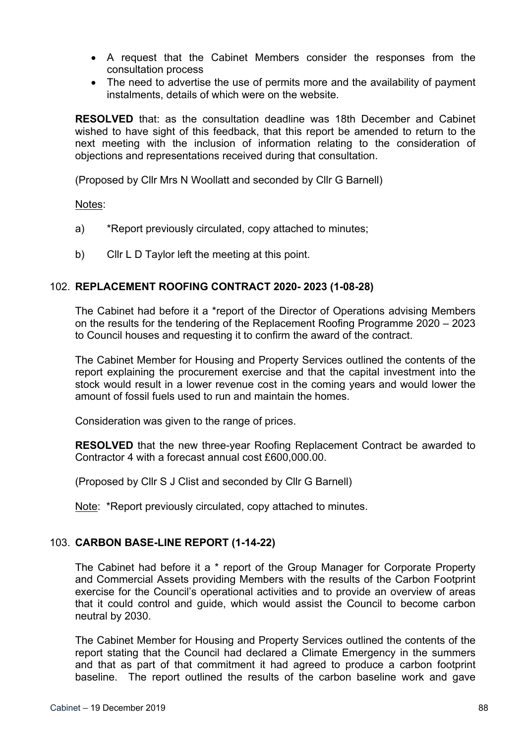- A request that the Cabinet Members consider the responses from the consultation process
- The need to advertise the use of permits more and the availability of payment instalments, details of which were on the website.

**RESOLVED** that: as the consultation deadline was 18th December and Cabinet wished to have sight of this feedback, that this report be amended to return to the next meeting with the inclusion of information relating to the consideration of objections and representations received during that consultation.

(Proposed by Cllr Mrs N Woollatt and seconded by Cllr G Barnell)

Notes:

a) *Report previously circulated, copy attached to minutes;

b) Cllr L D Taylor left the meeting at this point.

## 102. REPLACEMENT ROOFING CONTRACT 2020- 2023 (1-08-28)

The Cabinet had before it a *report of the Director of Operations advising Members on the results for the tendering of the Replacement Roofing Programme 2020 – 2023 to Council houses and requesting it to confirm the award of the contract.

The Cabinet Member for Housing and Property Services outlined the contents of the report explaining the procurement exercise and that the capital investment into the stock would result in a lower revenue cost in the coming years and would lower the amount of fossil fuels used to run and maintain the homes.

Consideration was given to the range of prices.

**RESOLVED** that the new three-year Roofing Replacement Contract be awarded to Contractor 4 with a forecast annual cost £600,000.00.

(Proposed by Cllr S J Clist and seconded by Cllr G Barnell)

Note: *Report previously circulated, copy attached to minutes.

## 103. CARBON BASE-LINE REPORT (1-14-22)

The Cabinet had before it a * report of the Group Manager for Corporate Property and Commercial Assets providing Members with the results of the Carbon Footprint exercise for the Council's operational activities and to provide an overview of areas that it could control and guide, which would assist the Council to become carbon neutral by 2030.

The Cabinet Member for Housing and Property Services outlined the contents of the report stating that the Council had declared a Climate Emergency in the summers and that as part of that commitment it had agreed to produce a carbon footprint baseline. The report outlined the results of the carbon baseline work and gave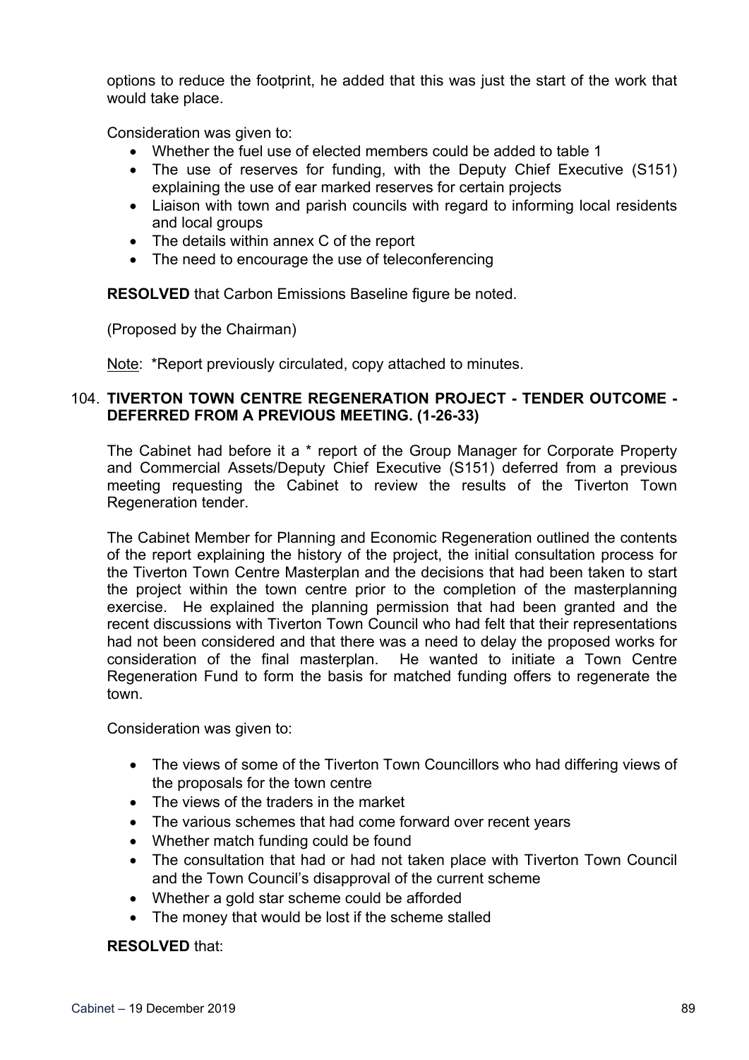options to reduce the footprint, he added that this was just the start of the work that would take place.

Consideration was given to:

- Whether the fuel use of elected members could be added to table 1
- The use of reserves for funding, with the Deputy Chief Executive (S151) explaining the use of ear marked reserves for certain projects
- Liaison with town and parish councils with regard to informing local residents and local groups
- The details within annex C of the report
- The need to encourage the use of teleconferencing

**RESOLVED** that Carbon Emissions Baseline figure be noted.

(Proposed by the Chairman)

Note: *Report previously circulated, copy attached to minutes.

### 104. TIVERTON TOWN CENTRE REGENERATION PROJECT - TENDER OUTCOME - DEFERRED FROM A PREVIOUS MEETING. (1-26-33)

The Cabinet had before it a * report of the Group Manager for Corporate Property and Commercial Assets/Deputy Chief Executive (S151) deferred from a previous meeting requesting the Cabinet to review the results of the Tiverton Town Regeneration tender.

The Cabinet Member for Planning and Economic Regeneration outlined the contents of the report explaining the history of the project, the initial consultation process for the Tiverton Town Centre Masterplan and the decisions that had been taken to start the project within the town centre prior to the completion of the masterplanning exercise. He explained the planning permission that had been granted and the recent discussions with Tiverton Town Council who had felt that their representations had not been considered and that there was a need to delay the proposed works for consideration of the final masterplan. He wanted to initiate a Town Centre Regeneration Fund to form the basis for matched funding offers to regenerate the town.

Consideration was given to:

- The views of some of the Tiverton Town Councillors who had differing views of the proposals for the town centre
- The views of the traders in the market
- The various schemes that had come forward over recent years
- Whether match funding could be found
- The consultation that had or had not taken place with Tiverton Town Council and the Town Council's disapproval of the current scheme
- Whether a gold star scheme could be afforded
- The money that would be lost if the scheme stalled

**RESOLVED** that: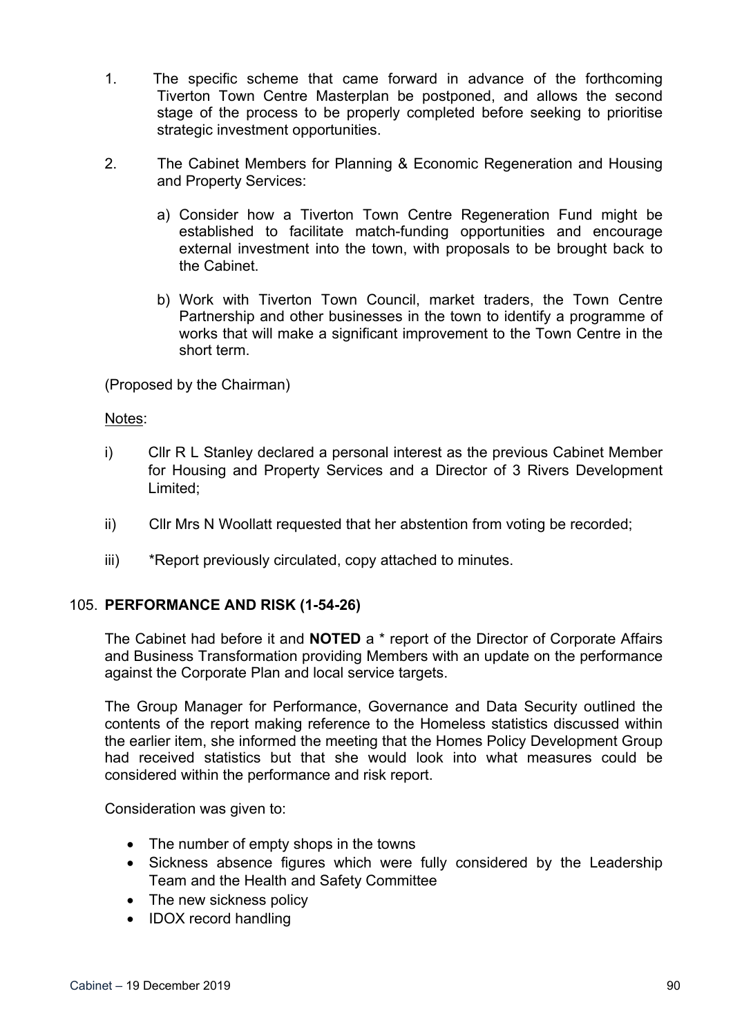1. The specific scheme that came forward in advance of the forthcoming Tiverton Town Centre Masterplan be postponed, and allows the second stage of the process to be properly completed before seeking to prioritise strategic investment opportunities.

2. The Cabinet Members for Planning & Economic Regeneration and Housing and Property Services:

   a) Consider how a Tiverton Town Centre Regeneration Fund might be established to facilitate match-funding opportunities and encourage external investment into the town, with proposals to be brought back to the Cabinet.

   b) Work with Tiverton Town Council, market traders, the Town Centre Partnership and other businesses in the town to identify a programme of works that will make a significant improvement to the Town Centre in the short term.

(Proposed by the Chairman)

Notes:

i) Cllr R L Stanley declared a personal interest as the previous Cabinet Member for Housing and Property Services and a Director of 3 Rivers Development Limited;

ii) Cllr Mrs N Woollatt requested that her abstention from voting be recorded;

iii) *Report previously circulated, copy attached to minutes.

### 105. PERFORMANCE AND RISK (1-54-26)

The Cabinet had before it and **NOTED** a * report of the Director of Corporate Affairs and Business Transformation providing Members with an update on the performance against the Corporate Plan and local service targets.

The Group Manager for Performance, Governance and Data Security outlined the contents of the report making reference to the Homeless statistics discussed within the earlier item, she informed the meeting that the Homes Policy Development Group had received statistics but that she would look into what measures could be considered within the performance and risk report.

Consideration was given to:

- The number of empty shops in the towns
- Sickness absence figures which were fully considered by the Leadership Team and the Health and Safety Committee
- The new sickness policy
- IDOX record handling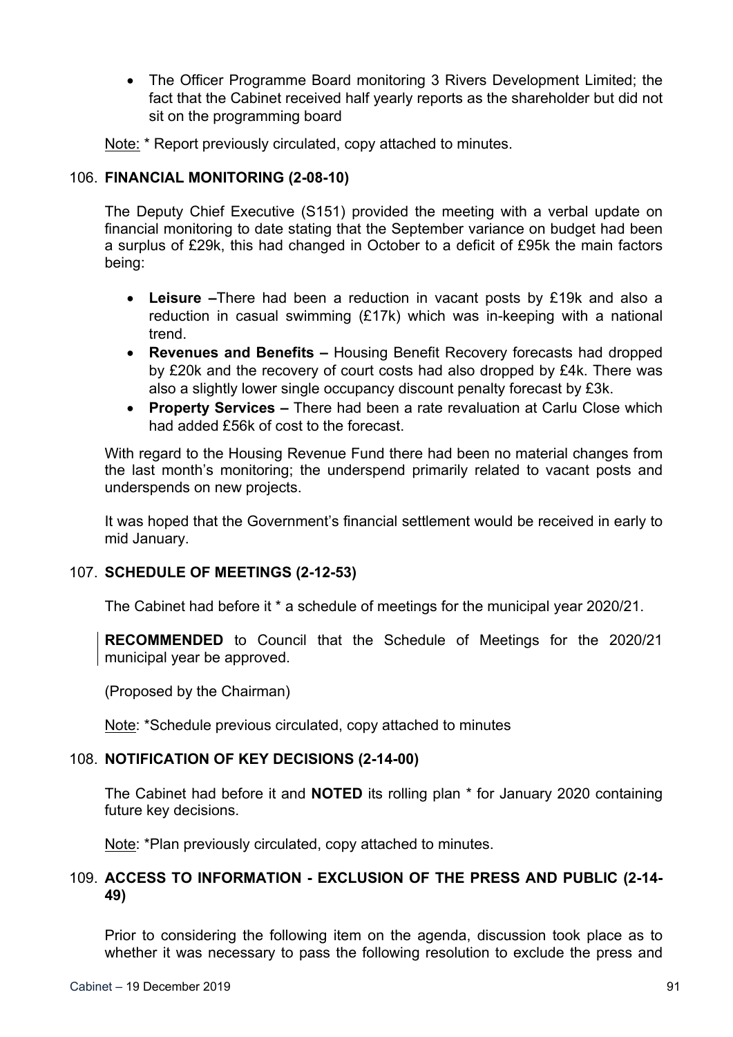- The Officer Programme Board monitoring 3 Rivers Development Limited; the fact that the Cabinet received half yearly reports as the shareholder but did not sit on the programming board

Note: * Report previously circulated, copy attached to minutes.

## 106. FINANCIAL MONITORING (2-08-10)

The Deputy Chief Executive (S151) provided the meeting with a verbal update on financial monitoring to date stating that the September variance on budget had been a surplus of £29k, this had changed in October to a deficit of £95k the main factors being:

- **Leisure –**There had been a reduction in vacant posts by £19k and also a reduction in casual swimming (£17k) which was in-keeping with a national trend.
- **Revenues and Benefits –** Housing Benefit Recovery forecasts had dropped by £20k and the recovery of court costs had also dropped by £4k. There was also a slightly lower single occupancy discount penalty forecast by £3k.
- **Property Services –** There had been a rate revaluation at Carlu Close which had added £56k of cost to the forecast.

With regard to the Housing Revenue Fund there had been no material changes from the last month's monitoring; the underspend primarily related to vacant posts and underspends on new projects.

It was hoped that the Government's financial settlement would be received in early to mid January.

## 107. SCHEDULE OF MEETINGS (2-12-53)

The Cabinet had before it * a schedule of meetings for the municipal year 2020/21.

**RECOMMENDED** to Council that the Schedule of Meetings for the 2020/21 municipal year be approved.

(Proposed by the Chairman)

Note: *Schedule previous circulated, copy attached to minutes

## 108. NOTIFICATION OF KEY DECISIONS (2-14-00)

The Cabinet had before it and **NOTED** its rolling plan * for January 2020 containing future key decisions.

Note: *Plan previously circulated, copy attached to minutes.

## 109. ACCESS TO INFORMATION - EXCLUSION OF THE PRESS AND PUBLIC (2-14-49)

Prior to considering the following item on the agenda, discussion took place as to whether it was necessary to pass the following resolution to exclude the press and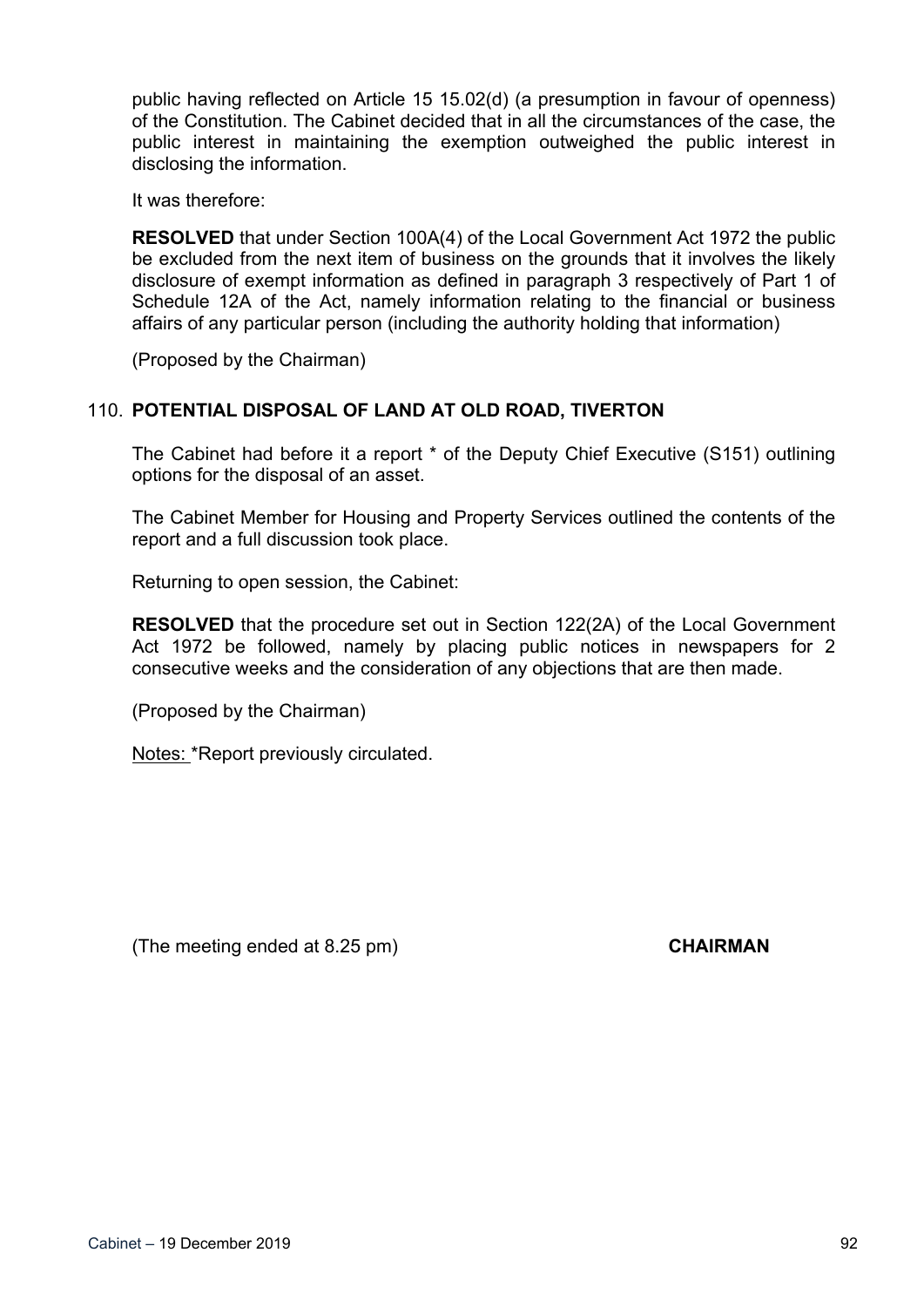public having reflected on Article 15 15.02(d) (a presumption in favour of openness) of the Constitution. The Cabinet decided that in all the circumstances of the case, the public interest in maintaining the exemption outweighed the public interest in disclosing the information.

It was therefore:

**RESOLVED** that under Section 100A(4) of the Local Government Act 1972 the public be excluded from the next item of business on the grounds that it involves the likely disclosure of exempt information as defined in paragraph 3 respectively of Part 1 of Schedule 12A of the Act, namely information relating to the financial or business affairs of any particular person (including the authority holding that information)

(Proposed by the Chairman)

## 110. POTENTIAL DISPOSAL OF LAND AT OLD ROAD, TIVERTON

The Cabinet had before it a report * of the Deputy Chief Executive (S151) outlining options for the disposal of an asset.

The Cabinet Member for Housing and Property Services outlined the contents of the report and a full discussion took place.

Returning to open session, the Cabinet:

**RESOLVED** that the procedure set out in Section 122(2A) of the Local Government Act 1972 be followed, namely by placing public notices in newspapers for 2 consecutive weeks and the consideration of any objections that are then made.

(Proposed by the Chairman)

Notes: *Report previously circulated.

(The meeting ended at 8.25 pm) **CHAIRMAN**